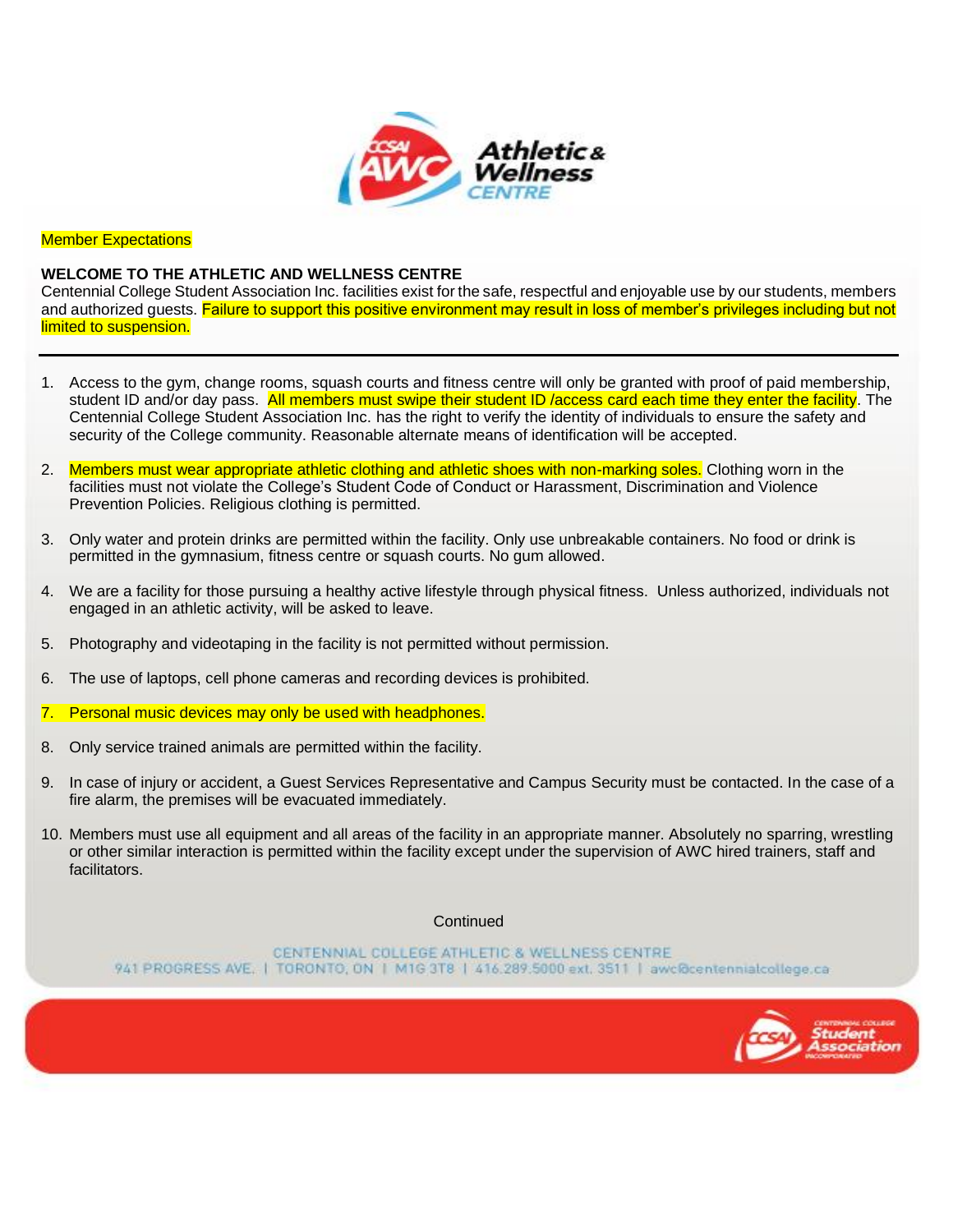Member Expectations

**WELCOME TO THE ATHLETIC AND WELLNESS CENTRE**

Centennial College Student Association Inc. facilities exist for the safe, respectful and enjoyable use by our students, members and authorized guests. Failure to support this positive environment may result in loss of member's privileges including but not limited to suspension.

---

1. Access to the gym, change rooms, squash courts and fitness centre will only be granted with proof of paid membership, student ID and/or day pass. All members must swipe their student ID /access card each time they enter the facility. The Centennial College Student Association Inc. has the right to verify the identity of individuals to ensure the safety and security of the College community. Reasonable alternate means of identification will be accepted.
2. Members must wear appropriate athletic clothing and athletic shoes with non-marking soles. Clothing worn in the facilities must not violate the College's Student Code of Conduct or Harassment, Discrimination and Violence Prevention Policies. Religious clothing is permitted.
3. Only water and protein drinks are permitted within the facility. Only use unbreakable containers. No food or drink is permitted in the gymnasium, fitness centre or squash courts. No gum allowed.
4. We are a facility for those pursuing a healthy active lifestyle through physical fitness. Unless authorized, individuals not engaged in an athletic activity, will be asked to leave.
5. Photography and videotaping in the facility is not permitted without permission.
6. The use of laptops, cell phone cameras and recording devices is prohibited.
7. Personal music devices may only be used with headphones.
8. Only service trained animals are permitted within the facility.
9. In case of injury or accident, a Guest Services Representative and Campus Security must be contacted. In the case of a fire alarm, the premises will be evacuated immediately.
10. Members must use all equipment and all areas of the facility in an appropriate manner. Absolutely no sparring, wrestling or other similar interaction is permitted within the facility except under the supervision of AWC hired trainers, staff and facilitators.

Continued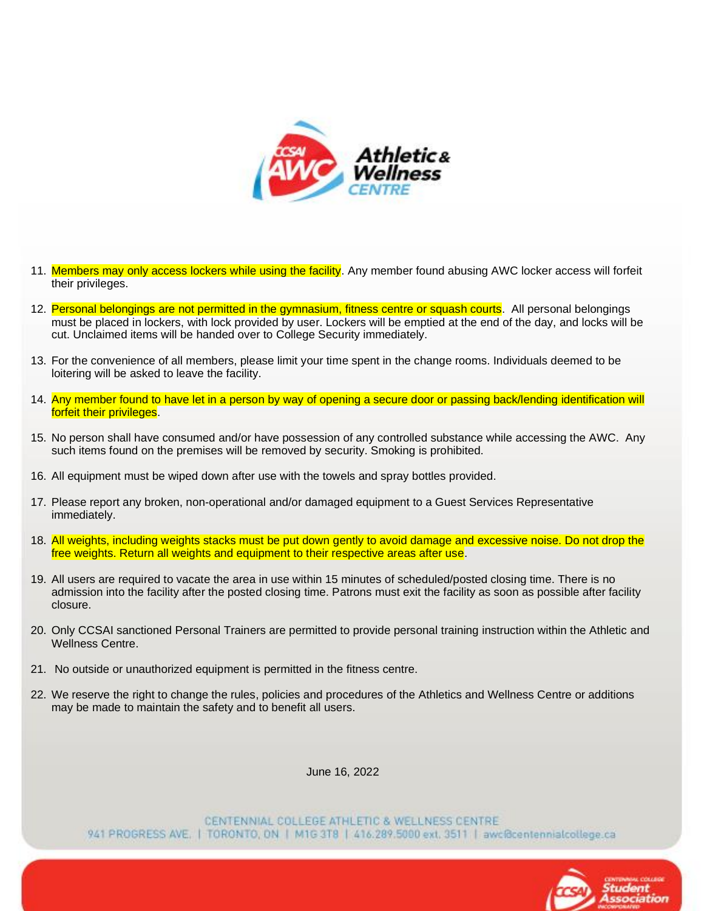11. Members may only access lockers while using the facility. Any member found abusing AWC locker access will forfeit their privileges.

12. Personal belongings are not permitted in the gymnasium, fitness centre or squash courts. All personal belongings must be placed in lockers, with lock provided by user. Lockers will be emptied at the end of the day, and locks will be cut. Unclaimed items will be handed over to College Security immediately.

13. For the convenience of all members, please limit your time spent in the change rooms. Individuals deemed to be loitering will be asked to leave the facility.

14. Any member found to have let in a person by way of opening a secure door or passing back/lending identification will forfeit their privileges.

15. No person shall have consumed and/or have possession of any controlled substance while accessing the AWC. Any such items found on the premises will be removed by security. Smoking is prohibited.

16. All equipment must be wiped down after use with the towels and spray bottles provided.

17. Please report any broken, non-operational and/or damaged equipment to a Guest Services Representative immediately.

18. All weights, including weights stacks must be put down gently to avoid damage and excessive noise. Do not drop the free weights. Return all weights and equipment to their respective areas after use.

19. All users are required to vacate the area in use within 15 minutes of scheduled/posted closing time. There is no admission into the facility after the posted closing time. Patrons must exit the facility as soon as possible after facility closure.

20. Only CCSAI sanctioned Personal Trainers are permitted to provide personal training instruction within the Athletic and Wellness Centre.

21. No outside or unauthorized equipment is permitted in the fitness centre.

22. We reserve the right to change the rules, policies and procedures of the Athletics and Wellness Centre or additions may be made to maintain the safety and to benefit all users.

June 16, 2022

CENTENNIAL COLLEGE ATHLETIC & WELLNESS CENTRE
941 PROGRESS AVE. | TORONTO, ON | M1G 3T8 | 416.289.5000 ext. 3511 | awc@centennialcollege.ca